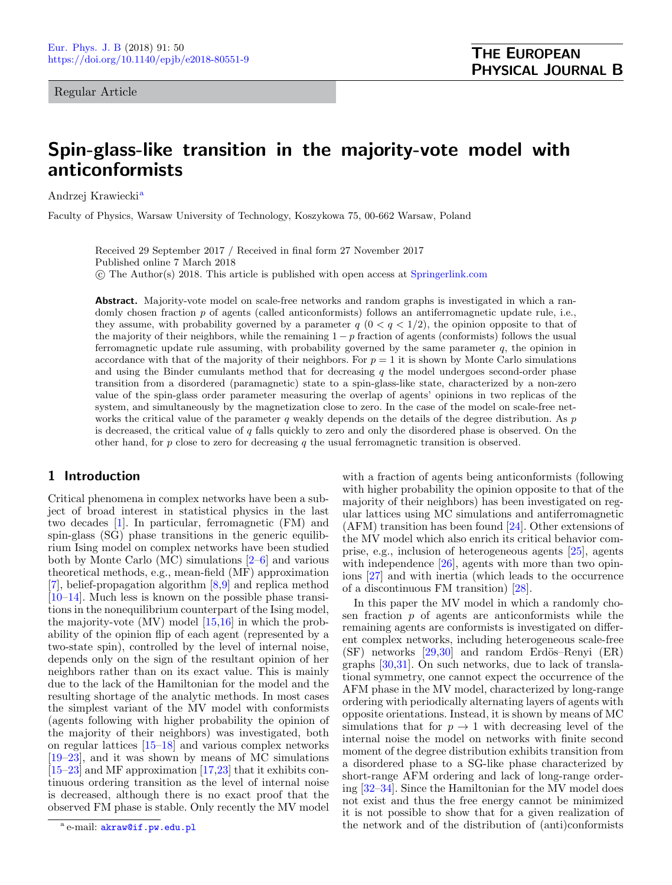Regular Article

# Spin-glass-like transition in the majority-vote model with anticonformists

Andrzej Krawiecki[a]

Faculty of Physics, Warsaw University of Technology, Koszykowa 75, 00-662 Warsaw, Poland

Received 29 September 2017 / Received in final form 27 November 2017
Published online 7 March 2018
© The Author(s) 2018. This article is published with open access at Springerlink.com

**Abstract.** Majority-vote model on scale-free networks and random graphs is investigated in which a randomly chosen fraction $p$ of agents (called anticonformists) follows an antiferromagnetic update rule, i.e., they assume, with probability governed by a parameter $q$ ($0 < q < 1/2$), the opinion opposite to that of the majority of their neighbors, while the remaining $1 - p$ fraction of agents (conformists) follows the usual ferromagnetic update rule assuming, with probability governed by the same parameter $q$, the opinion in accordance with that of the majority of their neighbors. For $p = 1$ it is shown by Monte Carlo simulations and using the Binder cumulants method that for decreasing $q$ the model undergoes second-order phase transition from a disordered (paramagnetic) state to a spin-glass-like state, characterized by a non-zero value of the spin-glass order parameter measuring the overlap of agents' opinions in two replicas of the system, and simultaneously by the magnetization close to zero. In the case of the model on scale-free networks the critical value of the parameter $q$ weakly depends on the details of the degree distribution. As $p$ is decreased, the critical value of $q$ falls quickly to zero and only the disordered phase is observed. On the other hand, for $p$ close to zero for decreasing $q$ the usual ferromagnetic transition is observed.

## 1 Introduction

Critical phenomena in complex networks have been a subject of broad interest in statistical physics in the last two decades [1]. In particular, ferromagnetic (FM) and spin-glass (SG) phase transitions in the generic equilibrium Ising model on complex networks have been studied both by Monte Carlo (MC) simulations [2–6] and various theoretical methods, e.g., mean-field (MF) approximation [7], belief-propagation algorithm [8,9] and replica method [10–14]. Much less is known on the possible phase transitions in the nonequilibrium counterpart of the Ising model, the majority-vote (MV) model [15,16] in which the probability of the opinion flip of each agent (represented by a two-state spin), controlled by the level of internal noise, depends only on the sign of the resultant opinion of her neighbors rather than on its exact value. This is mainly due to the lack of the Hamiltonian for the model and the resulting shortage of the analytic methods. In most cases the simplest variant of the MV model with conformists (agents following with higher probability the opinion of the majority of their neighbors) was investigated, both on regular lattices [15–18] and various complex networks [19–23], and it was shown by means of MC simulations [15–23] and MF approximation [17,23] that it exhibits continuous ordering transition as the level of internal noise is decreased, although there is no exact proof that the observed FM phase is stable. Only recently the MV model with a fraction of agents being anticonformists (following with higher probability the opinion opposite to that of the majority of their neighbors) has been investigated on regular lattices using MC simulations and antiferromagnetic (AFM) transition has been found [24]. Other extensions of the MV model which also enrich its critical behavior comprise, e.g., inclusion of heterogeneous agents [25], agents with independence [26], agents with more than two opinions [27] and with inertia (which leads to the occurrence of a discontinuous FM transition) [28].

In this paper the MV model in which a randomly chosen fraction $p$ of agents are anticonformists while the remaining agents are conformists is investigated on different complex networks, including heterogeneous scale-free (SF) networks [29,30] and random Erdös–Renyi (ER) graphs [30,31]. On such networks, due to lack of translational symmetry, one cannot expect the occurrence of the AFM phase in the MV model, characterized by long-range ordering with periodically alternating layers of agents with opposite orientations. Instead, it is shown by means of MC simulations that for $p \to 1$ with decreasing level of the internal noise the model on networks with finite second moment of the degree distribution exhibits transition from a disordered phase to a SG-like phase characterized by short-range AFM ordering and lack of long-range ordering [32–34]. Since the Hamiltonian for the MV model does not exist and thus the free energy cannot be minimized it is not possible to show that for a given realization of the network and of the distribution of (anti)conformists

[a] e-mail: akraw@if.pw.edu.pl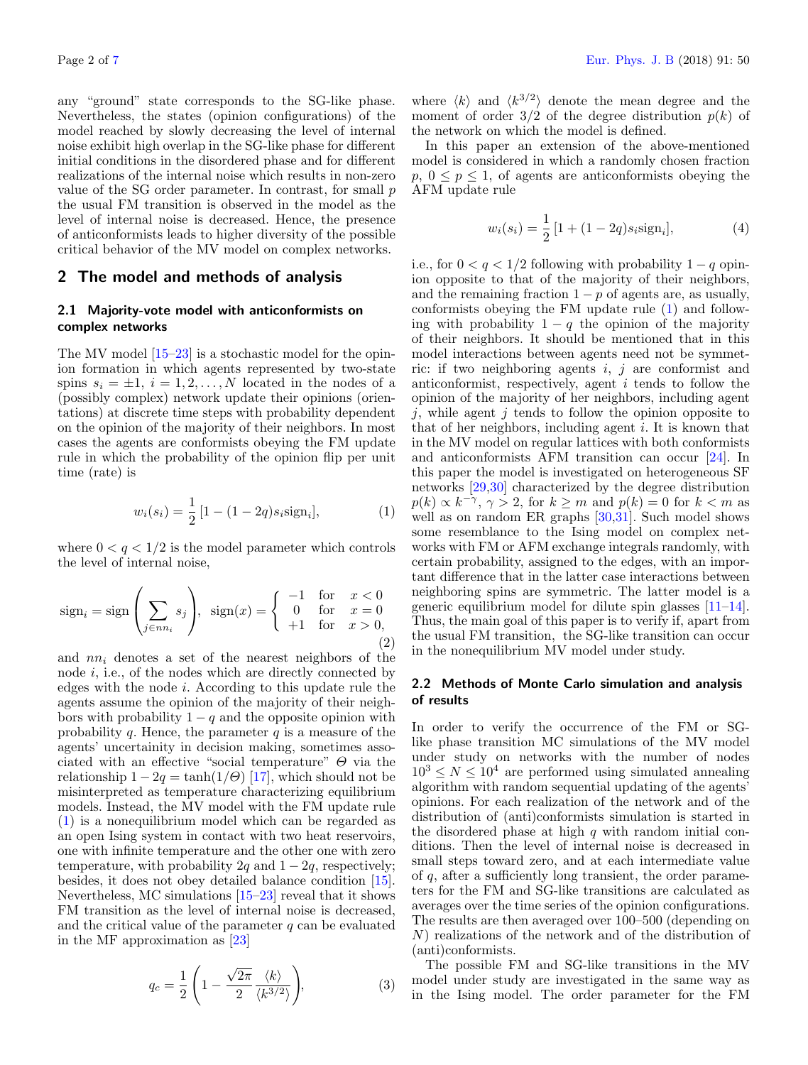any "ground" state corresponds to the SG-like phase. Nevertheless, the states (opinion configurations) of the model reached by slowly decreasing the level of internal noise exhibit high overlap in the SG-like phase for different initial conditions in the disordered phase and for different realizations of the internal noise which results in non-zero value of the SG order parameter. In contrast, for small $p$ the usual FM transition is observed in the model as the level of internal noise is decreased. Hence, the presence of anticonformists leads to higher diversity of the possible critical behavior of the MV model on complex networks.

## 2 The model and methods of analysis

### 2.1 Majority-vote model with anticonformists on complex networks

The MV model [15–23] is a stochastic model for the opinion formation in which agents represented by two-state spins $s_i = \pm 1$, $i = 1, 2, \ldots, N$ located in the nodes of a (possibly complex) network update their opinions (orientations) at discrete time steps with probability dependent on the opinion of the majority of their neighbors. In most cases the agents are conformists obeying the FM update rule in which the probability of the opinion flip per unit time (rate) is

$$w_i(s_i) = \frac{1}{2}\left[1 - (1-2q)s_i \mathrm{sign}_i\right], \tag{1}$$

where $0 < q < 1/2$ is the model parameter which controls the level of internal noise,

$$\mathrm{sign}_i = \mathrm{sign}\left(\sum_{j \in nn_i} s_j\right), \;\; \mathrm{sign}(x) = \begin{cases} -1 & \text{for} \quad x < 0 \\ 0 & \text{for} \quad x = 0 \\ +1 & \text{for} \quad x > 0, \end{cases} \tag{2}$$

and $nn_i$ denotes a set of the nearest neighbors of the node $i$, i.e., of the nodes which are directly connected by edges with the node $i$. According to this update rule the agents assume the opinion of the majority of their neighbors with probability $1 - q$ and the opposite opinion with probability $q$. Hence, the parameter $q$ is a measure of the agents' uncertainty in decision making, sometimes associated with an effective "social temperature" $\Theta$ via the relationship $1 - 2q = \tanh(1/\Theta)$ [17], which should not be misinterpreted as temperature characterizing equilibrium models. Instead, the MV model with the FM update rule (1) is a nonequilibrium model which can be regarded as an open Ising system in contact with two heat reservoirs, one with infinite temperature and the other one with zero temperature, with probability $2q$ and $1 - 2q$, respectively; besides, it does not obey detailed balance condition [15]. Nevertheless, MC simulations [15–23] reveal that it shows FM transition as the level of internal noise is decreased, and the critical value of the parameter $q$ can be evaluated in the MF approximation as [23]

$$q_c = \frac{1}{2}\left(1 - \frac{\sqrt{2\pi}}{2}\frac{\langle k \rangle}{\langle k^{3/2} \rangle}\right), \tag{3}$$

where $\langle k \rangle$ and $\langle k^{3/2} \rangle$ denote the mean degree and the moment of order 3/2 of the degree distribution $p(k)$ of the network on which the model is defined.

In this paper an extension of the above-mentioned model is considered in which a randomly chosen fraction $p$, $0 \leq p \leq 1$, of agents are anticonformists obeying the AFM update rule

$$w_i(s_i) = \frac{1}{2}\left[1 + (1-2q)s_i \mathrm{sign}_i\right], \tag{4}$$

i.e., for $0 < q < 1/2$ following with probability $1 - q$ opinion opposite to that of the majority of their neighbors, and the remaining fraction $1 - p$ of agents are, as usually, conformists obeying the FM update rule (1) and following with probability $1 - q$ the opinion of the majority of their neighbors. It should be mentioned that in this model interactions between agents need not be symmetric: if two neighboring agents $i$, $j$ are conformist and anticonformist, respectively, agent $i$ tends to follow the opinion of the majority of her neighbors, including agent $j$, while agent $j$ tends to follow the opinion opposite to that of her neighbors, including agent $i$. It is known that in the MV model on regular lattices with both conformists and anticonformists AFM transition can occur [24]. In this paper the model is investigated on heterogeneous SF networks [29,30] characterized by the degree distribution $p(k) \propto k^{-\gamma}$, $\gamma > 2$, for $k \geq m$ and $p(k) = 0$ for $k < m$ as well as on random ER graphs [30,31]. Such model shows some resemblance to the Ising model on complex networks with FM or AFM exchange integrals randomly, with certain probability, assigned to the edges, with an important difference that in the latter case interactions between neighboring spins are symmetric. The latter model is a generic equilibrium model for dilute spin glasses [11–14]. Thus, the main goal of this paper is to verify if, apart from the usual FM transition, the SG-like transition can occur in the nonequilibrium MV model under study.

### 2.2 Methods of Monte Carlo simulation and analysis of results

In order to verify the occurrence of the FM or SG-like phase transition MC simulations of the MV model under study on networks with the number of nodes $10^3 \leq N \leq 10^4$ are performed using simulated annealing algorithm with random sequential updating of the agents' opinions. For each realization of the network and of the distribution of (anti)conformists simulation is started in the disordered phase at high $q$ with random initial conditions. Then the level of internal noise is decreased in small steps toward zero, and at each intermediate value of $q$, after a sufficiently long transient, the order parameters for the FM and SG-like transitions are calculated as averages over the time series of the opinion configurations. The results are then averaged over 100–500 (depending on $N$) realizations of the network and of the distribution of (anti)conformists.

The possible FM and SG-like transitions in the MV model under study are investigated in the same way as in the Ising model. The order parameter for the FM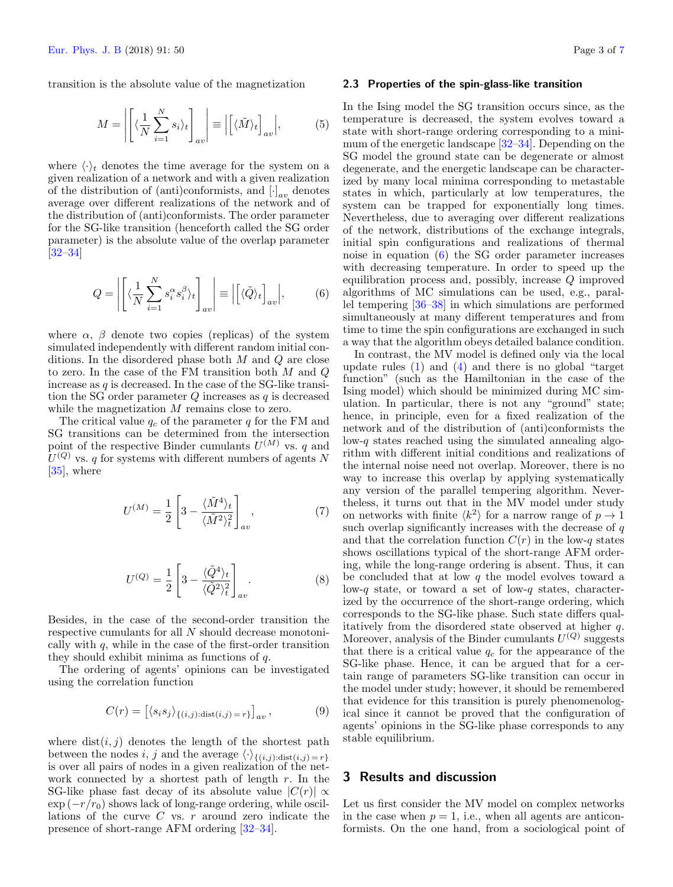transition is the absolute value of the magnetization

$$M = \left| \left[ \langle \frac{1}{N} \sum_{i=1}^{N} s_i \rangle_t \right]_{av} \right| \equiv \left| \left[ \langle \tilde{M} \rangle_t \right]_{av} \right|, \tag{5}$$

where $\langle \cdot \rangle_t$ denotes the time average for the system on a given realization of a network and with a given realization of the distribution of (anti)conformists, and $[\cdot]_{av}$ denotes average over different realizations of the network and of the distribution of (anti)conformists. The order parameter for the SG-like transition (henceforth called the SG order parameter) is the absolute value of the overlap parameter [32–34]

$$Q = \left| \left[ \langle \frac{1}{N} \sum_{i=1}^{N} s_i^{\alpha} s_i^{\beta} \rangle_t \right]_{av} \right| \equiv \left| \left[ \langle \tilde{Q} \rangle_t \right]_{av} \right|, \tag{6}$$

where $\alpha$, $\beta$ denote two copies (replicas) of the system simulated independently with different random initial conditions. In the disordered phase both $M$ and $Q$ are close to zero. In the case of the FM transition both $M$ and $Q$ increase as $q$ is decreased. In the case of the SG-like transition the SG order parameter $Q$ increases as $q$ is decreased while the magnetization $M$ remains close to zero.

The critical value $q_c$ of the parameter $q$ for the FM and SG transitions can be determined from the intersection point of the respective Binder cumulants $U^{(M)}$ vs. $q$ and $U^{(Q)}$ vs. $q$ for systems with different numbers of agents $N$ [35], where

$$U^{(M)} = \frac{1}{2} \left[ 3 - \frac{\langle \tilde{M}^4 \rangle_t}{\langle \tilde{M}^2 \rangle_t^2} \right]_{av}, \tag{7}$$

$$U^{(Q)} = \frac{1}{2} \left[ 3 - \frac{\langle \tilde{Q}^4 \rangle_t}{\langle \tilde{Q}^2 \rangle_t^2} \right]_{av}. \tag{8}$$

Besides, in the case of the second-order transition the respective cumulants for all $N$ should decrease monotonically with $q$, while in the case of the first-order transition they should exhibit minima as functions of $q$.

The ordering of agents' opinions can be investigated using the correlation function

$$C(r) = \left[ \langle s_i s_j \rangle_{\{(i,j):\mathrm{dist}(i,j)=r\}} \right]_{av}, \tag{9}$$

where $\mathrm{dist}(i,j)$ denotes the length of the shortest path between the nodes $i$, $j$ and the average $\langle \cdot \rangle_{\{(i,j):\mathrm{dist}(i,j)=r\}}$ is over all pairs of nodes in a given realization of the network connected by a shortest path of length $r$. In the SG-like phase fast decay of its absolute value $|C(r)| \propto \exp(-r/r_0)$ shows lack of long-range ordering, while oscillations of the curve $C$ vs. $r$ around zero indicate the presence of short-range AFM ordering [32–34].

### 2.3 Properties of the spin-glass-like transition

In the Ising model the SG transition occurs since, as the temperature is decreased, the system evolves toward a state with short-range ordering corresponding to a minimum of the energetic landscape [32–34]. Depending on the SG model the ground state can be degenerate or almost degenerate, and the energetic landscape can be characterized by many local minima corresponding to metastable states in which, particularly at low temperatures, the system can be trapped for exponentially long times. Nevertheless, due to averaging over different realizations of the network, distributions of the exchange integrals, initial spin configurations and realizations of thermal noise in equation (6) the SG order parameter increases with decreasing temperature. In order to speed up the equilibration process and, possibly, increase $Q$ improved algorithms of MC simulations can be used, e.g., parallel tempering [36–38] in which simulations are performed simultaneously at many different temperatures and from time to time the spin configurations are exchanged in such a way that the algorithm obeys detailed balance condition.

In contrast, the MV model is defined only via the local update rules (1) and (4) and there is no global "target function" (such as the Hamiltonian in the case of the Ising model) which should be minimized during MC simulation. In particular, there is not any "ground" state; hence, in principle, even for a fixed realization of the network and of the distribution of (anti)conformists the low-$q$ states reached using the simulated annealing algorithm with different initial conditions and realizations of the internal noise need not overlap. Moreover, there is no way to increase this overlap by applying systematically any version of the parallel tempering algorithm. Nevertheless, it turns out that in the MV model under study on networks with finite $\langle k^2 \rangle$ for a narrow range of $p \to 1$ such overlap significantly increases with the decrease of $q$ and that the correlation function $C(r)$ in the low-$q$ states shows oscillations typical of the short-range AFM ordering, while the long-range ordering is absent. Thus, it can be concluded that at low $q$ the model evolves toward a low-$q$ state, or toward a set of low-$q$ states, characterized by the occurrence of the short-range ordering, which corresponds to the SG-like phase. Such state differs qualitatively from the disordered state observed at higher $q$. Moreover, analysis of the Binder cumulants $U^{(Q)}$ suggests that there is a critical value $q_c$ for the appearance of the SG-like phase. Hence, it can be argued that for a certain range of parameters SG-like transition can occur in the model under study; however, it should be remembered that evidence for this transition is purely phenomenological since it cannot be proved that the configuration of agents' opinions in the SG-like phase corresponds to any stable equilibrium.

## 3 Results and discussion

Let us first consider the MV model on complex networks in the case when $p = 1$, i.e., when all agents are anticonformists. On the one hand, from a sociological point of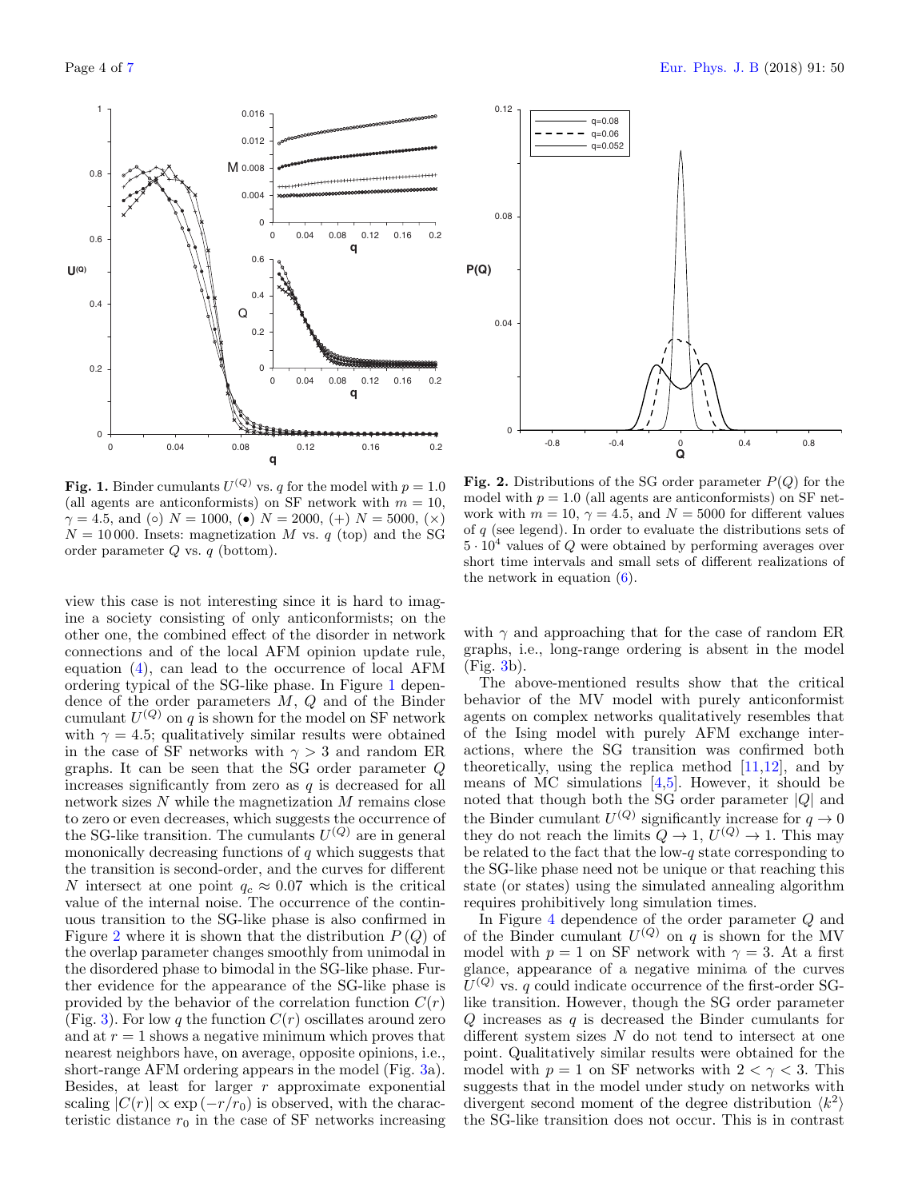**Fig. 1.** Binder cumulants $U^{(Q)}$ vs. $q$ for the model with $p = 1.0$ (all agents are anticonformists) on SF network with $m = 10$, $\gamma = 4.5$, and (○) $N = 1000$, (●) $N = 2000$, (+) $N = 5000$, (×) $N = 10\,000$. Insets: magnetization $M$ vs. $q$ (top) and the SG order parameter $Q$ vs. $q$ (bottom).

**Fig. 2.** Distributions of the SG order parameter $P(Q)$ for the model with $p = 1.0$ (all agents are anticonformists) on SF network with $m = 10$, $\gamma = 4.5$, and $N = 5000$ for different values of $q$ (see legend). In order to evaluate the distributions sets of $5 \cdot 10^4$ values of $Q$ were obtained by performing averages over short time intervals and small sets of different realizations of the network in equation (6).

view this case is not interesting since it is hard to imagine a society consisting of only anticonformists; on the other one, the combined effect of the disorder in network connections and of the local AFM opinion update rule, equation (4), can lead to the occurrence of local AFM ordering typical of the SG-like phase. In Figure 1 dependence of the order parameters $M$, $Q$ and of the Binder cumulant $U^{(Q)}$ on $q$ is shown for the model on SF network with $\gamma = 4.5$; qualitatively similar results were obtained in the case of SF networks with $\gamma > 3$ and random ER graphs. It can be seen that the SG order parameter $Q$ increases significantly from zero as $q$ is decreased for all network sizes $N$ while the magnetization $M$ remains close to zero or even decreases, which suggests the occurrence of the SG-like transition. The cumulants $U^{(Q)}$ are in general mononically decreasing functions of $q$ which suggests that the transition is second-order, and the curves for different $N$ intersect at one point $q_c \approx 0.07$ which is the critical value of the internal noise. The occurrence of the continuous transition to the SG-like phase is also confirmed in Figure 2 where it is shown that the distribution $P(Q)$ of the overlap parameter changes smoothly from unimodal in the disordered phase to bimodal in the SG-like phase. Further evidence for the appearance of the SG-like phase is provided by the behavior of the correlation function $C(r)$ (Fig. 3). For low $q$ the function $C(r)$ oscillates around zero and at $r = 1$ shows a negative minimum which proves that nearest neighbors have, on average, opposite opinions, i.e., short-range AFM ordering appears in the model (Fig. 3a). Besides, at least for larger $r$ approximate exponential scaling $|C(r)| \propto \exp(-r/r_0)$ is observed, with the characteristic distance $r_0$ in the case of SF networks increasing with $\gamma$ and approaching that for the case of random ER graphs, i.e., long-range ordering is absent in the model (Fig. 3b).

The above-mentioned results show that the critical behavior of the MV model with purely anticonformist agents on complex networks qualitatively resembles that of the Ising model with purely AFM exchange interactions, where the SG transition was confirmed both theoretically, using the replica method [11,12], and by means of MC simulations [4,5]. However, it should be noted that though both the SG order parameter $|Q|$ and the Binder cumulant $U^{(Q)}$ significantly increase for $q \to 0$ they do not reach the limits $Q \to 1$, $U^{(Q)} \to 1$. This may be related to the fact that the low-$q$ state corresponding to the SG-like phase need not be unique or that reaching this state (or states) using the simulated annealing algorithm requires prohibitively long simulation times.

In Figure 4 dependence of the order parameter $Q$ and of the Binder cumulant $U^{(Q)}$ on $q$ is shown for the MV model with $p = 1$ on SF network with $\gamma = 3$. At a first glance, appearance of a negative minima of the curves $U^{(Q)}$ vs. $q$ could indicate occurrence of the first-order SG-like transition. However, though the SG order parameter $Q$ increases as $q$ is decreased the Binder cumulants for different system sizes $N$ do not tend to intersect at one point. Qualitatively similar results were obtained for the model with $p = 1$ on SF networks with $2 < \gamma < 3$. This suggests that in the model under study on networks with divergent second moment of the degree distribution $\langle k^2 \rangle$ the SG-like transition does not occur. This is in contrast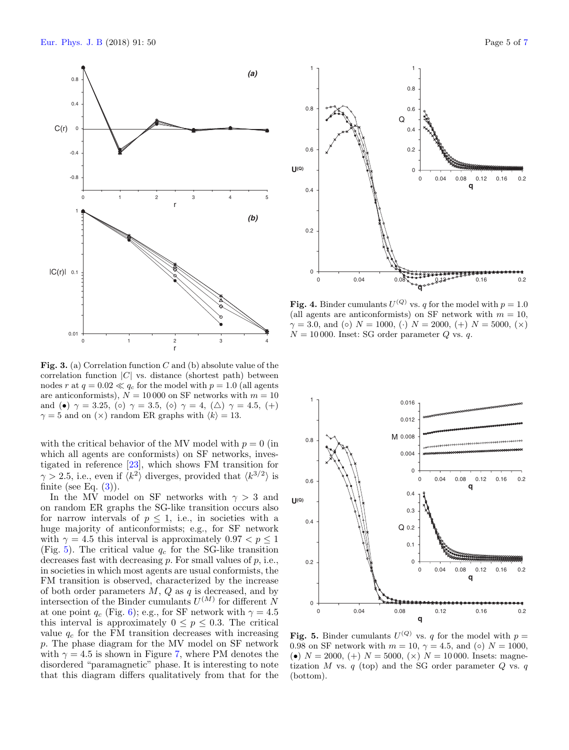**Fig. 3.** (a) Correlation function $C$ and (b) absolute value of the correlation function $|C|$ vs. distance (shortest path) between nodes $r$ at $q = 0.02 \ll q_c$ for the model with $p = 1.0$ (all agents are anticonformists), $N = 10\,000$ on SF networks with $m = 10$ and (•) $\gamma = 3.25$, (○) $\gamma = 3.5$, (◇) $\gamma = 4$, (△) $\gamma = 4.5$, (+) $\gamma = 5$ and on (×) random ER graphs with $\langle k \rangle = 13$.

with the critical behavior of the MV model with $p = 0$ (in which all agents are conformists) on SF networks, investigated in reference [23], which shows FM transition for $\gamma > 2.5$, i.e., even if $\langle k^2 \rangle$ diverges, provided that $\langle k^{3/2} \rangle$ is finite (see Eq. (3)).

In the MV model on SF networks with $\gamma > 3$ and on random ER graphs the SG-like transition occurs also for narrow intervals of $p \leq 1$, i.e., in societies with a huge majority of anticonformists; e.g., for SF network with $\gamma = 4.5$ this interval is approximately $0.97 < p \leq 1$ (Fig. 5). The critical value $q_c$ for the SG-like transition decreases fast with decreasing $p$. For small values of $p$, i.e., in societies in which most agents are usual conformists, the FM transition is observed, characterized by the increase of both order parameters $M$, $Q$ as $q$ is decreased, and by intersection of the Binder cumulants $U^{(M)}$ for different $N$ at one point $q_c$ (Fig. 6); e.g., for SF network with $\gamma = 4.5$ this interval is approximately $0 \leq p \leq 0.3$. The critical value $q_c$ for the FM transition decreases with increasing $p$. The phase diagram for the MV model on SF network with $\gamma = 4.5$ is shown in Figure 7, where PM denotes the disordered "paramagnetic" phase. It is interesting to note that this diagram differs qualitatively from that for the

**Fig. 4.** Binder cumulants $U^{(Q)}$ vs. $q$ for the model with $p = 1.0$ (all agents are anticonformists) on SF network with $m = 10$, $\gamma = 3.0$, and (○) $N = 1000$, (·) $N = 2000$, (+) $N = 5000$, (×) $N = 10\,000$. Inset: SG order parameter $Q$ vs. $q$.

**Fig. 5.** Binder cumulants $U^{(Q)}$ vs. $q$ for the model with $p = 0.98$ on SF network with $m = 10$, $\gamma = 4.5$, and (○) $N = 1000$, (•) $N = 2000$, (+) $N = 5000$, (×) $N = 10\,000$. Insets: magnetization $M$ vs. $q$ (top) and the SG order parameter $Q$ vs. $q$ (bottom).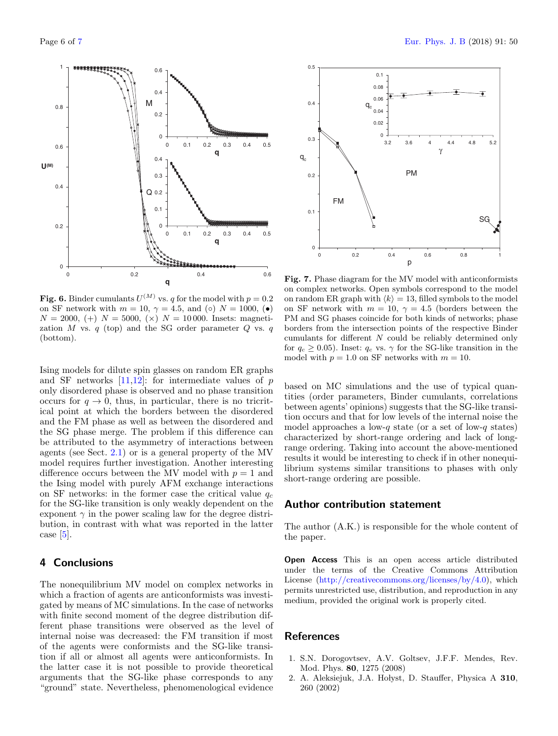**Fig. 6.** Binder cumulants $U^{(M)}$ vs. $q$ for the model with $p = 0.2$ on SF network with $m = 10$, $\gamma = 4.5$, and (○) $N = 1000$, (●) $N = 2000$, (+) $N = 5000$, (×) $N = 10\,000$. Insets: magnetization $M$ vs. $q$ (top) and the SG order parameter $Q$ vs. $q$ (bottom).

**Fig. 7.** Phase diagram for the MV model with anticonformists on complex networks. Open symbols correspond to the model on random ER graph with $\langle k \rangle = 13$, filled symbols to the model on SF network with $m = 10$, $\gamma = 4.5$ (borders between the PM and SG phases coincide for both kinds of networks; phase borders from the intersection points of the respective Binder cumulants for different $N$ could be reliably determined only for $q_c \geq 0.05$). Inset: $q_c$ vs. $\gamma$ for the SG-like transition in the model with $p = 1.0$ on SF networks with $m = 10$.

Ising models for dilute spin glasses on random ER graphs and SF networks [11,12]: for intermediate values of $p$ only disordered phase is observed and no phase transition occurs for $q \to 0$, thus, in particular, there is no tricritical point at which the borders between the disordered and the FM phase as well as between the disordered and the SG phase merge. The problem if this difference can be attributed to the asymmetry of interactions between agents (see Sect. 2.1) or is a general property of the MV model requires further investigation. Another interesting difference occurs between the MV model with $p = 1$ and the Ising model with purely AFM exchange interactions on SF networks: in the former case the critical value $q_c$ for the SG-like transition is only weakly dependent on the exponent $\gamma$ in the power scaling law for the degree distribution, in contrast with what was reported in the latter case [5].

## 4 Conclusions

The nonequilibrium MV model on complex networks in which a fraction of agents are anticonformists was investigated by means of MC simulations. In the case of networks with finite second moment of the degree distribution different phase transitions were observed as the level of internal noise was decreased: the FM transition if most of the agents were conformists and the SG-like transition if all or almost all agents were anticonformists. In the latter case it is not possible to provide theoretical arguments that the SG-like phase corresponds to any "ground" state. Nevertheless, phenomenological evidence based on MC simulations and the use of typical quantities (order parameters, Binder cumulants, correlations between agents' opinions) suggests that the SG-like transition occurs and that for low levels of the internal noise the model approaches a low-$q$ state (or a set of low-$q$ states) characterized by short-range ordering and lack of long-range ordering. Taking into account the above-mentioned results it would be interesting to check if in other nonequilibrium systems similar transitions to phases with only short-range ordering are possible.

## Author contribution statement

The author (A.K.) is responsible for the whole content of the paper.

**Open Access** This is an open access article distributed under the terms of the Creative Commons Attribution License (http://creativecommons.org/licenses/by/4.0), which permits unrestricted use, distribution, and reproduction in any medium, provided the original work is properly cited.

## References

1. S.N. Dorogovtsev, A.V. Goltsev, J.F.F. Mendes, Rev. Mod. Phys. **80**, 1275 (2008)
2. A. Aleksiejuk, J.A. Hołyst, D. Stauffer, Physica A **310**, 260 (2002)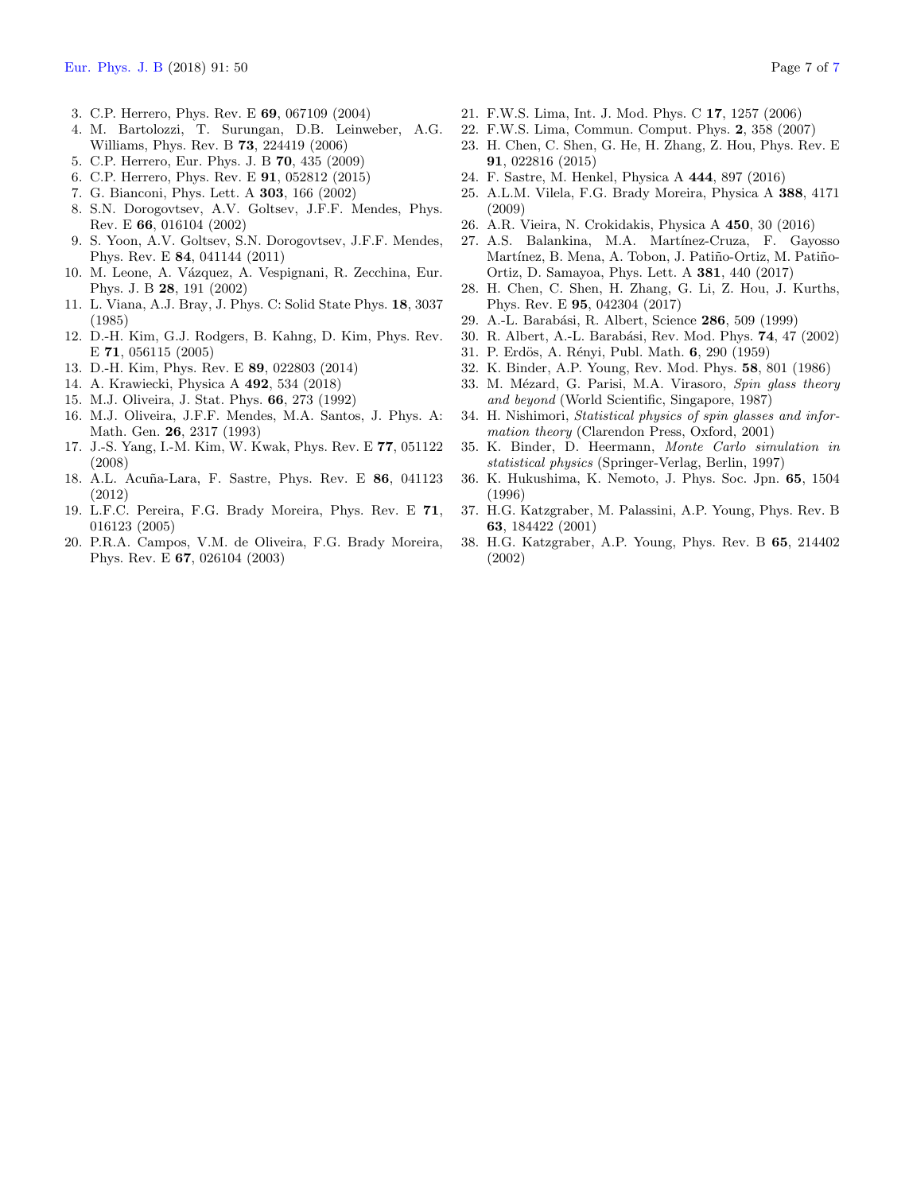3. C.P. Herrero, Phys. Rev. E **69**, 067109 (2004)
4. M. Bartolozzi, T. Surungan, D.B. Leinweber, A.G. Williams, Phys. Rev. B **73**, 224419 (2006)
5. C.P. Herrero, Eur. Phys. J. B **70**, 435 (2009)
6. C.P. Herrero, Phys. Rev. E **91**, 052812 (2015)
7. G. Bianconi, Phys. Lett. A **303**, 166 (2002)
8. S.N. Dorogovtsev, A.V. Goltsev, J.F.F. Mendes, Phys. Rev. E **66**, 016104 (2002)
9. S. Yoon, A.V. Goltsev, S.N. Dorogovtsev, J.F.F. Mendes, Phys. Rev. E **84**, 041144 (2011)
10. M. Leone, A. Vázquez, A. Vespignani, R. Zecchina, Eur. Phys. J. B **28**, 191 (2002)
11. L. Viana, A.J. Bray, J. Phys. C: Solid State Phys. **18**, 3037 (1985)
12. D.-H. Kim, G.J. Rodgers, B. Kahng, D. Kim, Phys. Rev. E **71**, 056115 (2005)
13. D.-H. Kim, Phys. Rev. E **89**, 022803 (2014)
14. A. Krawiecki, Physica A **492**, 534 (2018)
15. M.J. Oliveira, J. Stat. Phys. **66**, 273 (1992)
16. M.J. Oliveira, J.F.F. Mendes, M.A. Santos, J. Phys. A: Math. Gen. **26**, 2317 (1993)
17. J.-S. Yang, I.-M. Kim, W. Kwak, Phys. Rev. E **77**, 051122 (2008)
18. A.L. Acuña-Lara, F. Sastre, Phys. Rev. E **86**, 041123 (2012)
19. L.F.C. Pereira, F.G. Brady Moreira, Phys. Rev. E **71**, 016123 (2005)
20. P.R.A. Campos, V.M. de Oliveira, F.G. Brady Moreira, Phys. Rev. E **67**, 026104 (2003)
21. F.W.S. Lima, Int. J. Mod. Phys. C **17**, 1257 (2006)
22. F.W.S. Lima, Commun. Comput. Phys. **2**, 358 (2007)
23. H. Chen, C. Shen, G. He, H. Zhang, Z. Hou, Phys. Rev. E **91**, 022816 (2015)
24. F. Sastre, M. Henkel, Physica A **444**, 897 (2016)
25. A.L.M. Vilela, F.G. Brady Moreira, Physica A **388**, 4171 (2009)
26. A.R. Vieira, N. Crokidakis, Physica A **450**, 30 (2016)
27. A.S. Balankina, M.A. Martínez-Cruza, F. Gayosso Martínez, B. Mena, A. Tobon, J. Patiño-Ortiz, M. Patiño-Ortiz, D. Samayoa, Phys. Lett. A **381**, 440 (2017)
28. H. Chen, C. Shen, H. Zhang, G. Li, Z. Hou, J. Kurths, Phys. Rev. E **95**, 042304 (2017)
29. A.-L. Barabási, R. Albert, Science **286**, 509 (1999)
30. R. Albert, A.-L. Barabási, Rev. Mod. Phys. **74**, 47 (2002)
31. P. Erdös, A. Rényi, Publ. Math. **6**, 290 (1959)
32. K. Binder, A.P. Young, Rev. Mod. Phys. **58**, 801 (1986)
33. M. Mézard, G. Parisi, M.A. Virasoro, *Spin glass theory and beyond* (World Scientific, Singapore, 1987)
34. H. Nishimori, *Statistical physics of spin glasses and information theory* (Clarendon Press, Oxford, 2001)
35. K. Binder, D. Heermann, *Monte Carlo simulation in statistical physics* (Springer-Verlag, Berlin, 1997)
36. K. Hukushima, K. Nemoto, J. Phys. Soc. Jpn. **65**, 1504 (1996)
37. H.G. Katzgraber, M. Palassini, A.P. Young, Phys. Rev. B **63**, 184422 (2001)
38. H.G. Katzgraber, A.P. Young, Phys. Rev. B **65**, 214402 (2002)